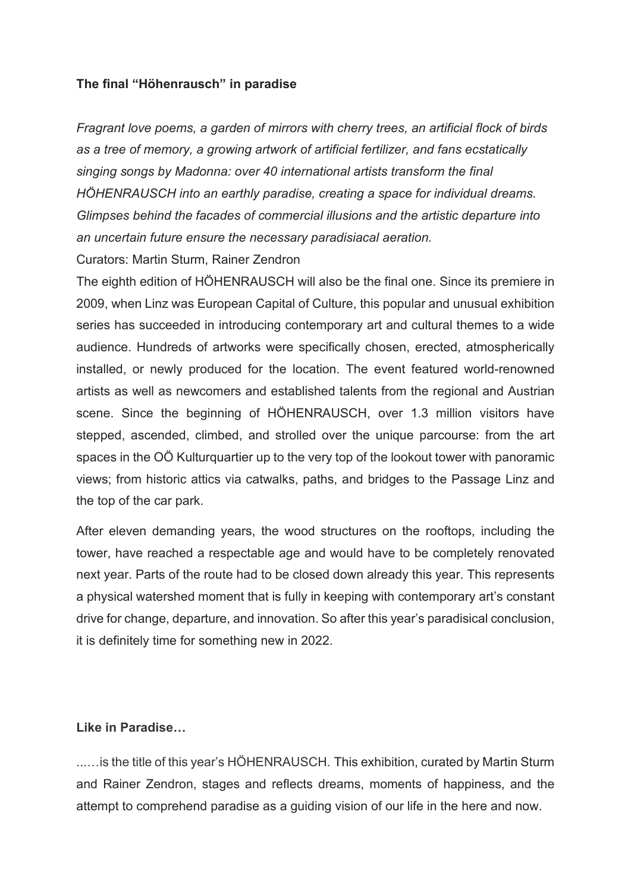**The final "Höhenrausch" in paradise**

*Fragrant love poems, a garden of mirrors with cherry trees, an artificial flock of birds as a tree of memory, a growing artwork of artificial fertilizer, and fans ecstatically singing songs by Madonna: over 40 international artists transform the final HÖHENRAUSCH into an earthly paradise, creating a space for individual dreams. Glimpses behind the facades of commercial illusions and the artistic departure into an uncertain future ensure the necessary paradisiacal aeration.*

Curators: Martin Sturm, Rainer Zendron

The eighth edition of HÖHENRAUSCH will also be the final one. Since its premiere in 2009, when Linz was European Capital of Culture, this popular and unusual exhibition series has succeeded in introducing contemporary art and cultural themes to a wide audience. Hundreds of artworks were specifically chosen, erected, atmospherically installed, or newly produced for the location. The event featured world-renowned artists as well as newcomers and established talents from the regional and Austrian scene. Since the beginning of HÖHENRAUSCH, over 1.3 million visitors have stepped, ascended, climbed, and strolled over the unique parcourse: from the art spaces in the OÖ Kulturquartier up to the very top of the lookout tower with panoramic views; from historic attics via catwalks, paths, and bridges to the Passage Linz and the top of the car park.

After eleven demanding years, the wood structures on the rooftops, including the tower, have reached a respectable age and would have to be completely renovated next year. Parts of the route had to be closed down already this year. This represents a physical watershed moment that is fully in keeping with contemporary art's constant drive for change, departure, and innovation. So after this year's paradisical conclusion, it is definitely time for something new in 2022.

**Like in Paradise…**

...…is the title of this year's HÖHENRAUSCH. This exhibition, curated by Martin Sturm and Rainer Zendron, stages and reflects dreams, moments of happiness, and the attempt to comprehend paradise as a guiding vision of our life in the here and now.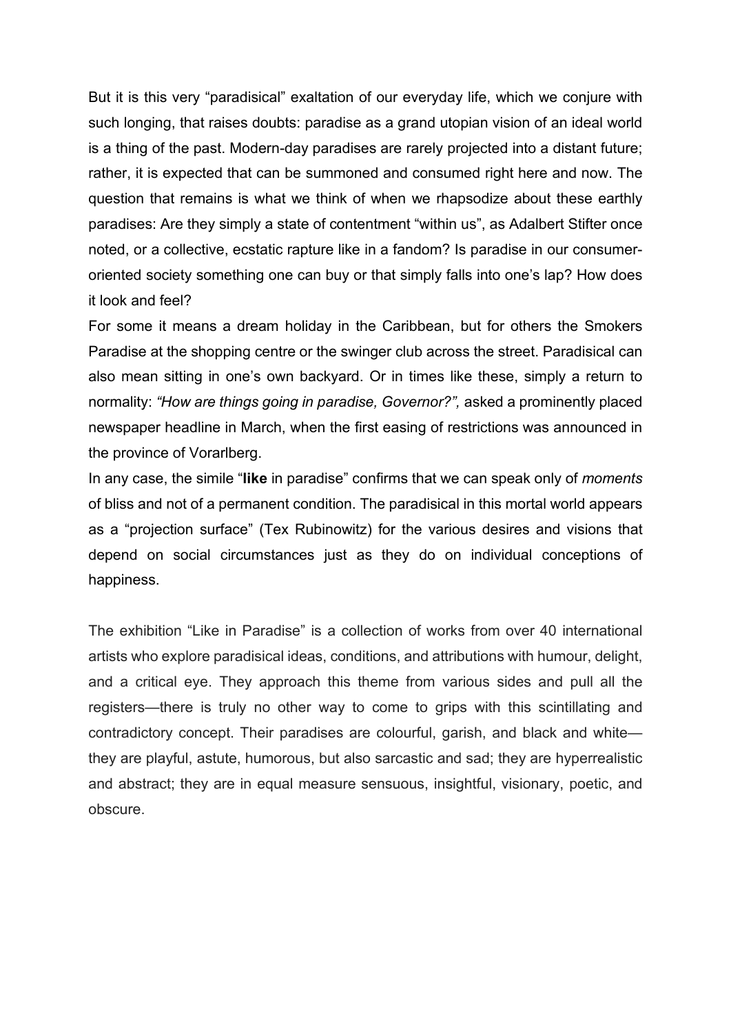But it is this very "paradisical" exaltation of our everyday life, which we conjure with such longing, that raises doubts: paradise as a grand utopian vision of an ideal world is a thing of the past. Modern-day paradises are rarely projected into a distant future; rather, it is expected that can be summoned and consumed right here and now. The question that remains is what we think of when we rhapsodize about these earthly paradises: Are they simply a state of contentment "within us", as Adalbert Stifter once noted, or a collective, ecstatic rapture like in a fandom? Is paradise in our consumer-oriented society something one can buy or that simply falls into one's lap? How does it look and feel?

For some it means a dream holiday in the Caribbean, but for others the Smokers Paradise at the shopping centre or the swinger club across the street. Paradisical can also mean sitting in one's own backyard. Or in times like these, simply a return to normality: *"How are things going in paradise, Governor?",* asked a prominently placed newspaper headline in March, when the first easing of restrictions was announced in the province of Vorarlberg.

In any case, the simile "**like** in paradise" confirms that we can speak only of *moments* of bliss and not of a permanent condition. The paradisical in this mortal world appears as a "projection surface" (Tex Rubinowitz) for the various desires and visions that depend on social circumstances just as they do on individual conceptions of happiness.

The exhibition "Like in Paradise" is a collection of works from over 40 international artists who explore paradisical ideas, conditions, and attributions with humour, delight, and a critical eye. They approach this theme from various sides and pull all the registers—there is truly no other way to come to grips with this scintillating and contradictory concept. Their paradises are colourful, garish, and black and white—they are playful, astute, humorous, but also sarcastic and sad; they are hyperrealistic and abstract; they are in equal measure sensuous, insightful, visionary, poetic, and obscure.